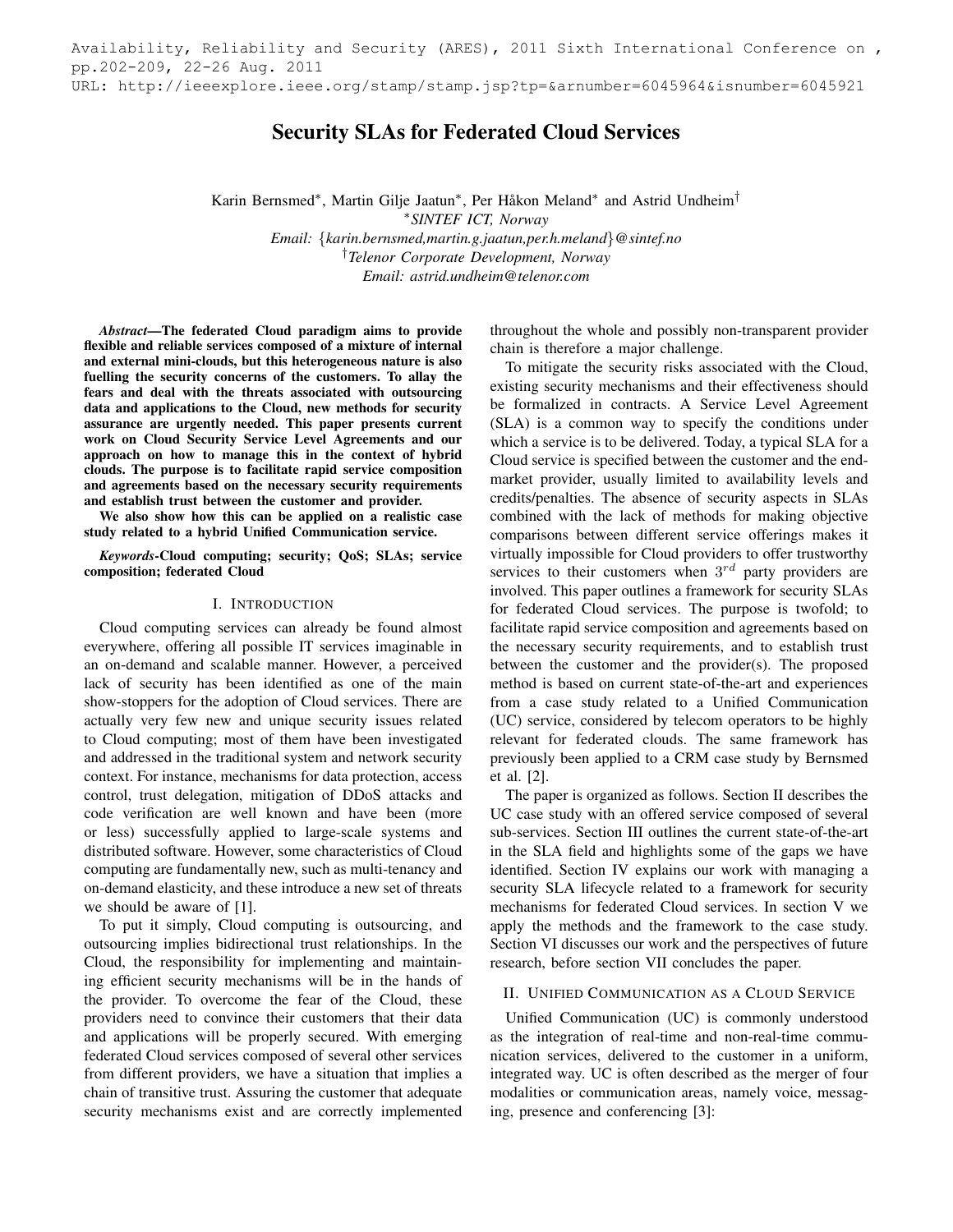Availability, Reliability and Security (ARES), 2011 Sixth International Conference on, pp.202-209, 22-26 Aug. 2011
URL: http://ieeexplore.ieee.org/stamp/stamp.jsp?tp=&arnumber=6045964&isnumber=6045921

# Security SLAs for Federated Cloud Services

Karin Bernsmed*, Martin Gilje Jaatun*, Per Håkon Meland* and Astrid Undheim†

*SINTEF ICT, Norway
Email: {karin.bernsmed,martin.g.jaatun,per.h.meland}@sintef.no
†Telenor Corporate Development, Norway
Email: astrid.undheim@telenor.com

***Abstract*—The federated Cloud paradigm aims to provide flexible and reliable services composed of a mixture of internal and external mini-clouds, but this heterogeneous nature is also fuelling the security concerns of the customers. To allay the fears and deal with the threats associated with outsourcing data and applications to the Cloud, new methods for security assurance are urgently needed. This paper presents current work on Cloud Security Service Level Agreements and our approach on how to manage this in the context of hybrid clouds. The purpose is to facilitate rapid service composition and agreements based on the necessary security requirements and establish trust between the customer and provider.**

**We also show how this can be applied on a realistic case study related to a hybrid Unified Communication service.**

***Keywords*-Cloud computing; security; QoS; SLAs; service composition; federated Cloud**

## I. Introduction

Cloud computing services can already be found almost everywhere, offering all possible IT services imaginable in an on-demand and scalable manner. However, a perceived lack of security has been identified as one of the main show-stoppers for the adoption of Cloud services. There are actually very few new and unique security issues related to Cloud computing; most of them have been investigated and addressed in the traditional system and network security context. For instance, mechanisms for data protection, access control, trust delegation, mitigation of DDoS attacks and code verification are well known and have been (more or less) successfully applied to large-scale systems and distributed software. However, some characteristics of Cloud computing are fundamentally new, such as multi-tenancy and on-demand elasticity, and these introduce a new set of threats we should be aware of [1].

To put it simply, Cloud computing is outsourcing, and outsourcing implies bidirectional trust relationships. In the Cloud, the responsibility for implementing and maintaining efficient security mechanisms will be in the hands of the provider. To overcome the fear of the Cloud, these providers need to convince their customers that their data and applications will be properly secured. With emerging federated Cloud services composed of several other services from different providers, we have a situation that implies a chain of transitive trust. Assuring the customer that adequate security mechanisms exist and are correctly implemented throughout the whole and possibly non-transparent provider chain is therefore a major challenge.

To mitigate the security risks associated with the Cloud, existing security mechanisms and their effectiveness should be formalized in contracts. A Service Level Agreement (SLA) is a common way to specify the conditions under which a service is to be delivered. Today, a typical SLA for a Cloud service is specified between the customer and the end-market provider, usually limited to availability levels and credits/penalties. The absence of security aspects in SLAs combined with the lack of methods for making objective comparisons between different service offerings makes it virtually impossible for Cloud providers to offer trustworthy services to their customers when $3^{rd}$ party providers are involved. This paper outlines a framework for security SLAs for federated Cloud services. The purpose is twofold; to facilitate rapid service composition and agreements based on the necessary security requirements, and to establish trust between the customer and the provider(s). The proposed method is based on current state-of-the-art and experiences from a case study related to a Unified Communication (UC) service, considered by telecom operators to be highly relevant for federated clouds. The same framework has previously been applied to a CRM case study by Bernsmed et al. [2].

The paper is organized as follows. Section II describes the UC case study with an offered service composed of several sub-services. Section III outlines the current state-of-the-art in the SLA field and highlights some of the gaps we have identified. Section IV explains our work with managing a security SLA lifecycle related to a framework for security mechanisms for federated Cloud services. In section V we apply the methods and the framework to the case study. Section VI discusses our work and the perspectives of future research, before section VII concludes the paper.

## II. Unified Communication as a Cloud Service

Unified Communication (UC) is commonly understood as the integration of real-time and non-real-time communication services, delivered to the customer in a uniform, integrated way. UC is often described as the merger of four modalities or communication areas, namely voice, messaging, presence and conferencing [3]: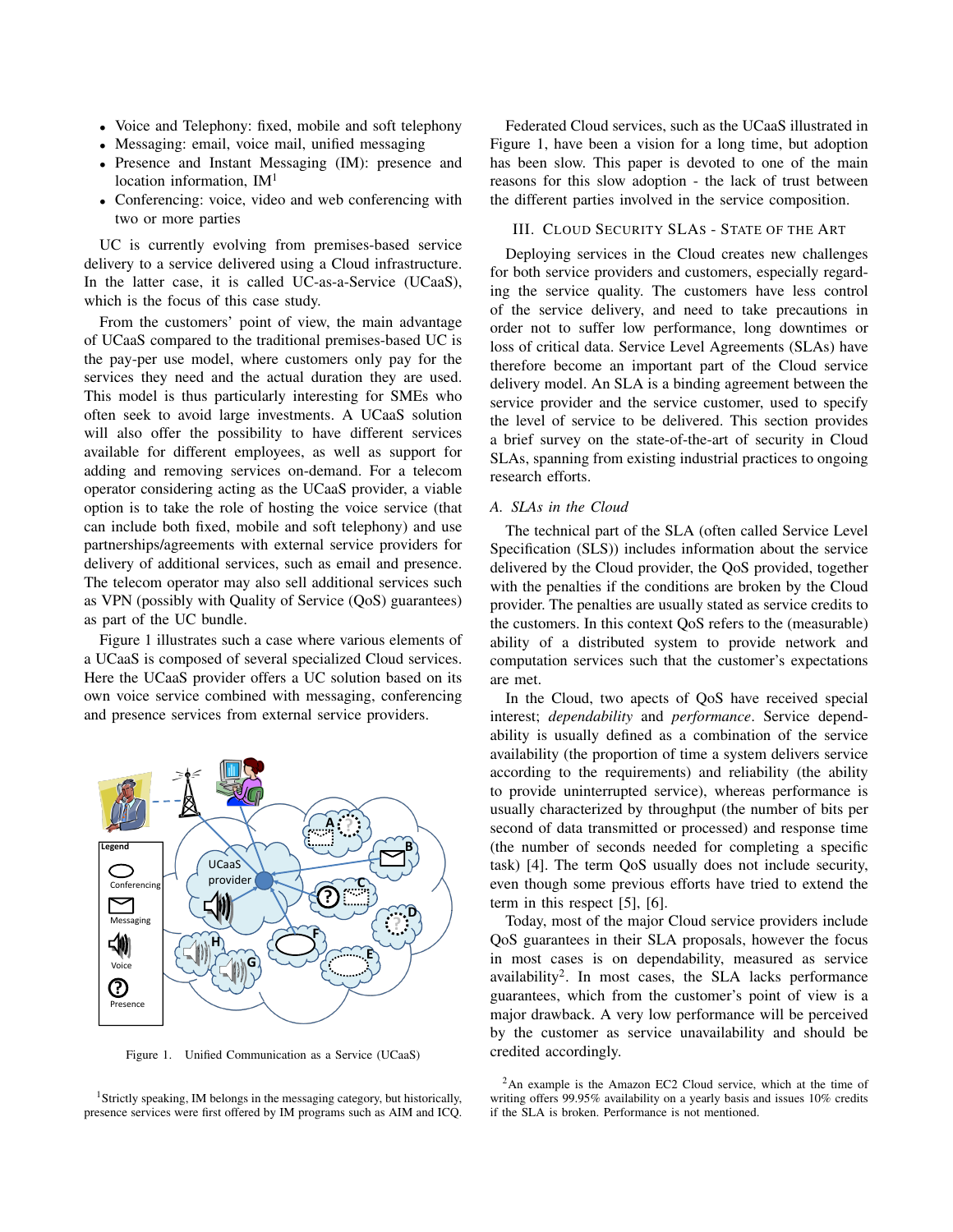- Voice and Telephony: fixed, mobile and soft telephony
- Messaging: email, voice mail, unified messaging
- Presence and Instant Messaging (IM): presence and location information, IM[1]
- Conferencing: voice, video and web conferencing with two or more parties

UC is currently evolving from premises-based service delivery to a service delivered using a Cloud infrastructure. In the latter case, it is called UC-as-a-Service (UCaaS), which is the focus of this case study.

From the customers' point of view, the main advantage of UCaaS compared to the traditional premises-based UC is the pay-per use model, where customers only pay for the services they need and the actual duration they are used. This model is thus particularly interesting for SMEs who often seek to avoid large investments. A UCaaS solution will also offer the possibility to have different services available for different employees, as well as support for adding and removing services on-demand. For a telecom operator considering acting as the UCaaS provider, a viable option is to take the role of hosting the voice service (that can include both fixed, mobile and soft telephony) and use partnerships/agreements with external service providers for delivery of additional services, such as email and presence. The telecom operator may also sell additional services such as VPN (possibly with Quality of Service (QoS) guarantees) as part of the UC bundle.

Figure 1 illustrates such a case where various elements of a UCaaS is composed of several specialized Cloud services. Here the UCaaS provider offers a UC solution based on its own voice service combined with messaging, conferencing and presence services from external service providers.

Legend
Conferencing
Messaging
Voice
Presence
UCaaS provider
A
B
C
D
E
F
G
H

Figure 1. Unified Communication as a Service (UCaaS)

[1]Strictly speaking, IM belongs in the messaging category, but historically, presence services were first offered by IM programs such as AIM and ICQ.

Federated Cloud services, such as the UCaaS illustrated in Figure 1, have been a vision for a long time, but adoption has been slow. This paper is devoted to one of the main reasons for this slow adoption - the lack of trust between the different parties involved in the service composition.

## III. Cloud Security SLAs - State of the Art

Deploying services in the Cloud creates new challenges for both service providers and customers, especially regarding the service quality. The customers have less control of the service delivery, and need to take precautions in order not to suffer low performance, long downtimes or loss of critical data. Service Level Agreements (SLAs) have therefore become an important part of the Cloud service delivery model. An SLA is a binding agreement between the service provider and the service customer, used to specify the level of service to be delivered. This section provides a brief survey on the state-of-the-art of security in Cloud SLAs, spanning from existing industrial practices to ongoing research efforts.

### A. SLAs in the Cloud

The technical part of the SLA (often called Service Level Specification (SLS)) includes information about the service delivered by the Cloud provider, the QoS provided, together with the penalties if the conditions are broken by the Cloud provider. The penalties are usually stated as service credits to the customers. In this context QoS refers to the (measurable) ability of a distributed system to provide network and computation services such that the customer's expectations are met.

In the Cloud, two apects of QoS have received special interest; *dependability* and *performance*. Service dependability is usually defined as a combination of the service availability (the proportion of time a system delivers service according to the requirements) and reliability (the ability to provide uninterrupted service), whereas performance is usually characterized by throughput (the number of bits per second of data transmitted or processed) and response time (the number of seconds needed for completing a specific task) [4]. The term QoS usually does not include security, even though some previous efforts have tried to extend the term in this respect [5], [6].

Today, most of the major Cloud service providers include QoS guarantees in their SLA proposals, however the focus in most cases is on dependability, measured as service availability[2]. In most cases, the SLA lacks performance guarantees, which from the customer's point of view is a major drawback. A very low performance will be perceived by the customer as service unavailability and should be credited accordingly.

[2]An example is the Amazon EC2 Cloud service, which at the time of writing offers 99.95% availability on a yearly basis and issues 10% credits if the SLA is broken. Performance is not mentioned.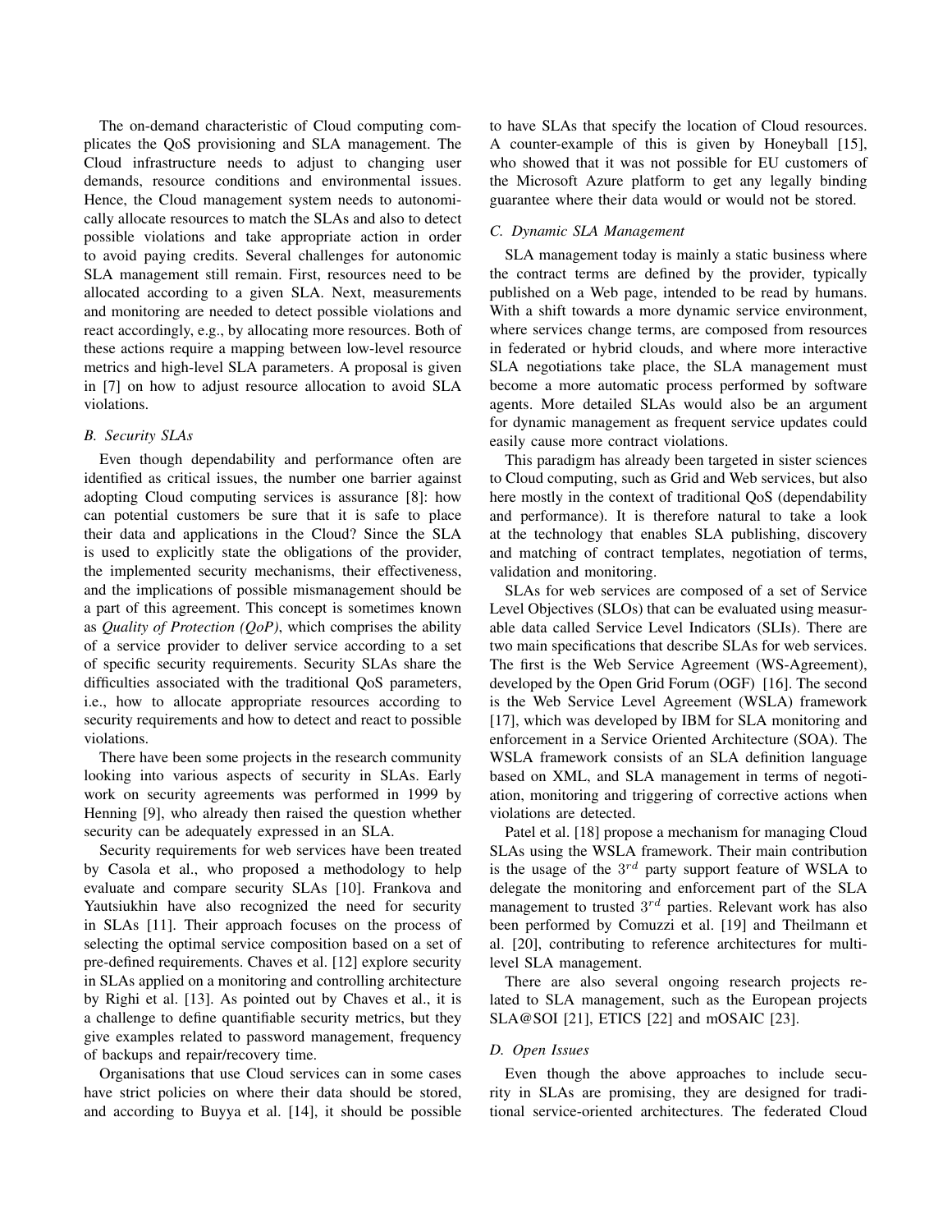The on-demand characteristic of Cloud computing complicates the QoS provisioning and SLA management. The Cloud infrastructure needs to adjust to changing user demands, resource conditions and environmental issues. Hence, the Cloud management system needs to autonomically allocate resources to match the SLAs and also to detect possible violations and take appropriate action in order to avoid paying credits. Several challenges for autonomic SLA management still remain. First, resources need to be allocated according to a given SLA. Next, measurements and monitoring are needed to detect possible violations and react accordingly, e.g., by allocating more resources. Both of these actions require a mapping between low-level resource metrics and high-level SLA parameters. A proposal is given in [7] on how to adjust resource allocation to avoid SLA violations.

### B. Security SLAs

Even though dependability and performance often are identified as critical issues, the number one barrier against adopting Cloud computing services is assurance [8]: how can potential customers be sure that it is safe to place their data and applications in the Cloud? Since the SLA is used to explicitly state the obligations of the provider, the implemented security mechanisms, their effectiveness, and the implications of possible mismanagement should be a part of this agreement. This concept is sometimes known as *Quality of Protection (QoP)*, which comprises the ability of a service provider to deliver service according to a set of specific security requirements. Security SLAs share the difficulties associated with the traditional QoS parameters, i.e., how to allocate appropriate resources according to security requirements and how to detect and react to possible violations.

There have been some projects in the research community looking into various aspects of security in SLAs. Early work on security agreements was performed in 1999 by Henning [9], who already then raised the question whether security can be adequately expressed in an SLA.

Security requirements for web services have been treated by Casola et al., who proposed a methodology to help evaluate and compare security SLAs [10]. Frankova and Yautsiukhin have also recognized the need for security in SLAs [11]. Their approach focuses on the process of selecting the optimal service composition based on a set of pre-defined requirements. Chaves et al. [12] explore security in SLAs applied on a monitoring and controlling architecture by Righi et al. [13]. As pointed out by Chaves et al., it is a challenge to define quantifiable security metrics, but they give examples related to password management, frequency of backups and repair/recovery time.

Organisations that use Cloud services can in some cases have strict policies on where their data should be stored, and according to Buyya et al. [14], it should be possible to have SLAs that specify the location of Cloud resources. A counter-example of this is given by Honeyball [15], who showed that it was not possible for EU customers of the Microsoft Azure platform to get any legally binding guarantee where their data would or would not be stored.

### C. Dynamic SLA Management

SLA management today is mainly a static business where the contract terms are defined by the provider, typically published on a Web page, intended to be read by humans. With a shift towards a more dynamic service environment, where services change terms, are composed from resources in federated or hybrid clouds, and where more interactive SLA negotiations take place, the SLA management must become a more automatic process performed by software agents. More detailed SLAs would also be an argument for dynamic management as frequent service updates could easily cause more contract violations.

This paradigm has already been targeted in sister sciences to Cloud computing, such as Grid and Web services, but also here mostly in the context of traditional QoS (dependability and performance). It is therefore natural to take a look at the technology that enables SLA publishing, discovery and matching of contract templates, negotiation of terms, validation and monitoring.

SLAs for web services are composed of a set of Service Level Objectives (SLOs) that can be evaluated using measurable data called Service Level Indicators (SLIs). There are two main specifications that describe SLAs for web services. The first is the Web Service Agreement (WS-Agreement), developed by the Open Grid Forum (OGF) [16]. The second is the Web Service Level Agreement (WSLA) framework [17], which was developed by IBM for SLA monitoring and enforcement in a Service Oriented Architecture (SOA). The WSLA framework consists of an SLA definition language based on XML, and SLA management in terms of negotiation, monitoring and triggering of corrective actions when violations are detected.

Patel et al. [18] propose a mechanism for managing Cloud SLAs using the WSLA framework. Their main contribution is the usage of the $3^{rd}$ party support feature of WSLA to delegate the monitoring and enforcement part of the SLA management to trusted $3^{rd}$ parties. Relevant work has also been performed by Comuzzi et al. [19] and Theilmann et al. [20], contributing to reference architectures for multi-level SLA management.

There are also several ongoing research projects related to SLA management, such as the European projects SLA@SOI [21], ETICS [22] and mOSAIC [23].

### D. Open Issues

Even though the above approaches to include security in SLAs are promising, they are designed for traditional service-oriented architectures. The federated Cloud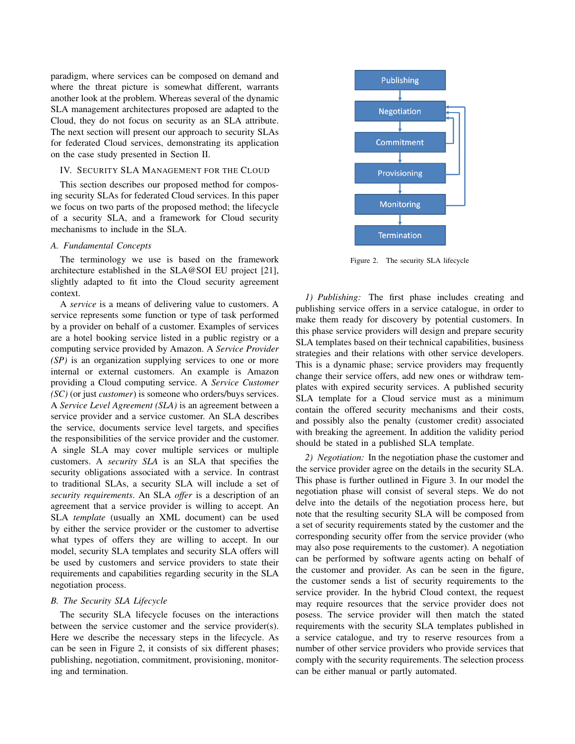paradigm, where services can be composed on demand and where the threat picture is somewhat different, warrants another look at the problem. Whereas several of the dynamic SLA management architectures proposed are adapted to the Cloud, they do not focus on security as an SLA attribute. The next section will present our approach to security SLAs for federated Cloud services, demonstrating its application on the case study presented in Section II.

## IV. Security SLA Management for the Cloud

This section describes our proposed method for composing security SLAs for federated Cloud services. In this paper we focus on two parts of the proposed method; the lifecycle of a security SLA, and a framework for Cloud security mechanisms to include in the SLA.

### A. Fundamental Concepts

The terminology we use is based on the framework architecture established in the SLA@SOI EU project [21], slightly adapted to fit into the Cloud security agreement context.

A *service* is a means of delivering value to customers. A service represents some function or type of task performed by a provider on behalf of a customer. Examples of services are a hotel booking service listed in a public registry or a computing service provided by Amazon. A *Service Provider (SP)* is an organization supplying services to one or more internal or external customers. An example is Amazon providing a Cloud computing service. A *Service Customer (SC)* (or just *customer*) is someone who orders/buys services. A *Service Level Agreement (SLA)* is an agreement between a service provider and a service customer. An SLA describes the service, documents service level targets, and specifies the responsibilities of the service provider and the customer. A single SLA may cover multiple services or multiple customers. A *security SLA* is an SLA that specifies the security obligations associated with a service. In contrast to traditional SLAs, a security SLA will include a set of *security requirements*. An SLA *offer* is a description of an agreement that a service provider is willing to accept. An SLA *template* (usually an XML document) can be used by either the service provider or the customer to advertise what types of offers they are willing to accept. In our model, security SLA templates and security SLA offers will be used by customers and service providers to state their requirements and capabilities regarding security in the SLA negotiation process.

### B. The Security SLA Lifecycle

The security SLA lifecycle focuses on the interactions between the service customer and the service provider(s). Here we describe the necessary steps in the lifecycle. As can be seen in Figure 2, it consists of six different phases; publishing, negotiation, commitment, provisioning, monitoring and termination.

Publishing

Negotiation

Commitment

Provisioning

Monitoring

Termination

Figure 2. The security SLA lifecycle

*1) Publishing:* The first phase includes creating and publishing service offers in a service catalogue, in order to make them ready for discovery by potential customers. In this phase service providers will design and prepare security SLA templates based on their technical capabilities, business strategies and their relations with other service developers. This is a dynamic phase; service providers may frequently change their service offers, add new ones or withdraw templates with expired security services. A published security SLA template for a Cloud service must as a minimum contain the offered security mechanisms and their costs, and possibly also the penalty (customer credit) associated with breaking the agreement. In addition the validity period should be stated in a published SLA template.

*2) Negotiation:* In the negotiation phase the customer and the service provider agree on the details in the security SLA. This phase is further outlined in Figure 3. In our model the negotiation phase will consist of several steps. We do not delve into the details of the negotiation process here, but note that the resulting security SLA will be composed from a set of security requirements stated by the customer and the corresponding security offer from the service provider (who may also pose requirements to the customer). A negotiation can be performed by software agents acting on behalf of the customer and provider. As can be seen in the figure, the customer sends a list of security requirements to the service provider. In the hybrid Cloud context, the request may require resources that the service provider does not posess. The service provider will then match the stated requirements with the security SLA templates published in a service catalogue, and try to reserve resources from a number of other service providers who provide services that comply with the security requirements. The selection process can be either manual or partly automated.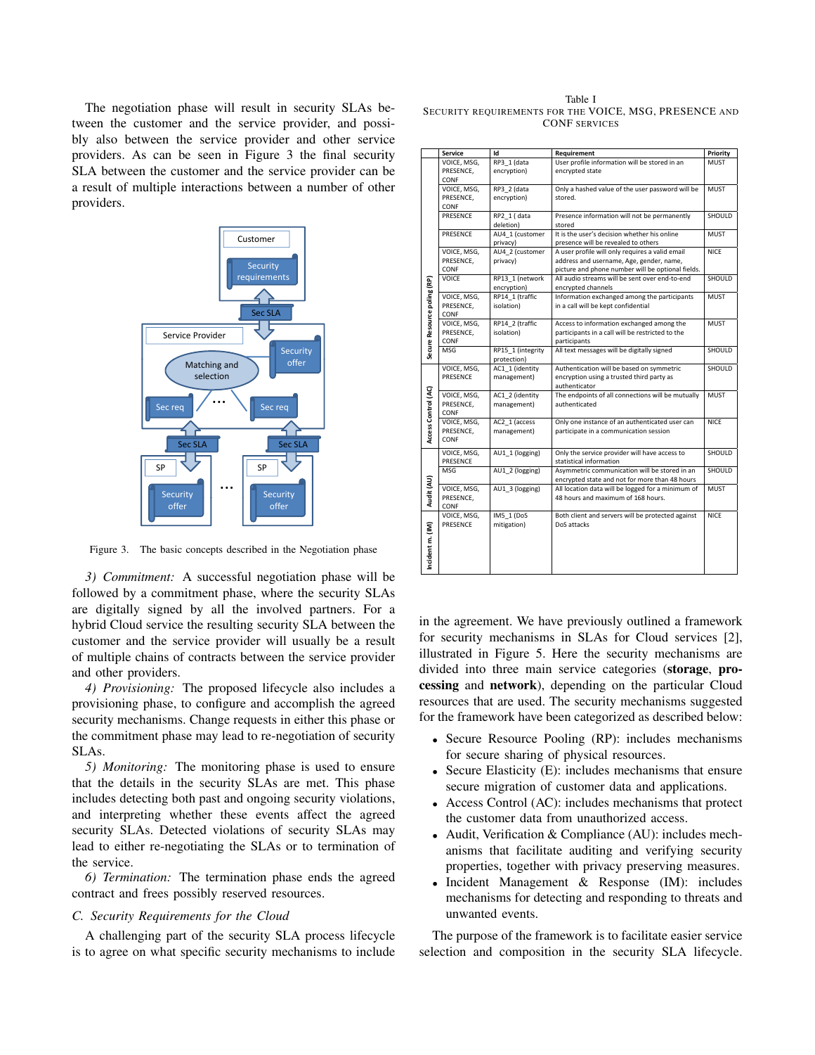The negotiation phase will result in security SLAs between the customer and the service provider, and possibly also between the service provider and other service providers. As can be seen in Figure 3 the final security SLA between the customer and the service provider can be a result of multiple interactions between a number of other providers.

Figure 3. The basic concepts described in the Negotiation phase

*3) Commitment:* A successful negotiation phase will be followed by a commitment phase, where the security SLAs are digitally signed by all the involved partners. For a hybrid Cloud service the resulting security SLA between the customer and the service provider will usually be a result of multiple chains of contracts between the service provider and other providers.

*4) Provisioning:* The proposed lifecycle also includes a provisioning phase, to configure and accomplish the agreed security mechanisms. Change requests in either this phase or the commitment phase may lead to re-negotiation of security SLAs.

*5) Monitoring:* The monitoring phase is used to ensure that the details in the security SLAs are met. This phase includes detecting both past and ongoing security violations, and interpreting whether these events affect the agreed security SLAs. Detected violations of security SLAs may lead to either re-negotiating the SLAs or to termination of the service.

*6) Termination:* The termination phase ends the agreed contract and frees possibly reserved resources.

### C. Security Requirements for the Cloud

A challenging part of the security SLA process lifecycle is to agree on what specific security mechanisms to include in the agreement. We have previously outlined a framework for security mechanisms in SLAs for Cloud services [2], illustrated in Figure 5. Here the security mechanisms are divided into three main service categories (**storage**, **processing** and **network**), depending on the particular Cloud resources that are used. The security mechanisms suggested for the framework have been categorized as described below:

- Secure Resource Pooling (RP): includes mechanisms for secure sharing of physical resources.
- Secure Elasticity (E): includes mechanisms that ensure secure migration of customer data and applications.
- Access Control (AC): includes mechanisms that protect the customer data from unauthorized access.
- Audit, Verification & Compliance (AU): includes mechanisms that facilitate auditing and verifying security properties, together with privacy preserving measures.
- Incident Management & Response (IM): includes mechanisms for detecting and responding to threats and unwanted events.

The purpose of the framework is to facilitate easier service selection and composition in the security SLA lifecycle.

Table I
SECURITY REQUIREMENTS FOR THE VOICE, MSG, PRESENCE AND CONF SERVICES

| | Service | Id | Requirement | Priority |
|---|---|---|---|---|
| Secure Resource pooling (RP) | VOICE, MSG, PRESENCE, CONF | RP3_1 (data encryption) | User profile information will be stored in an encrypted state | MUST |
| | VOICE, MSG, PRESENCE, CONF | RP3_2 (data encryption) | Only a hashed value of the user password will be stored. | MUST |
| | PRESENCE | RP2_1 ( data deletion) | Presence information will not be permanently stored | SHOULD |
| | PRESENCE | AU4_1 (customer privacy) | It is the user's decision whether his online presence will be revealed to others | MUST |
| | VOICE, MSG, PRESENCE, CONF | AU4_2 (customer privacy) | A user profile will only requires a valid email address and username, Age, gender, name, picture and phone number will be optional fields. | NICE |
| | VOICE | RP13_1 (network encryption) | All audio streams will be sent over end-to-end encrypted channels | SHOULD |
| | VOICE, MSG, PRESENCE, CONF | RP14_1 (traffic isolation) | Information exchanged among the participants in a call will be kept confidential | MUST |
| | VOICE, MSG, PRESENCE, CONF | RP14_2 (traffic isolation) | Access to information exchanged among the participants in a call will be restricted to the participants | MUST |
| | MSG | RP15_1 (integrity protection) | All text messages will be digitally signed | SHOULD |
| Access Control (AC) | VOICE, MSG, PRESENCE | AC1_1 (identity management) | Authentication will be based on symmetric encryption using a trusted third party as authenticator | SHOULD |
| | VOICE, MSG, PRESENCE, CONF | AC1_2 (identity management) | The endpoints of all connections will be mutually authenticated | MUST |
| | VOICE, MSG, PRESENCE, CONF | AC2_1 (access management) | Only one instance of an authenticated user can participate in a communication session | NICE |
| Audit (AU) | VOICE, MSG, PRESENCE | AU1_1 (logging) | Only the service provider will have access to statistical information | SHOULD |
| | MSG | AU1_2 (logging) | Asymmetric communication will be stored in an encrypted state and not for more than 48 hours | SHOULD |
| | VOICE, MSG, PRESENCE, CONF | AU1_3 (logging) | All location data will be logged for a minimum of 48 hours and maximum of 168 hours. | MUST |
| Incident m. (IM) | VOICE, MSG, PRESENCE | IM5_1 (DoS mitigation) | Both client and servers will be protected against DoS attacks | NICE |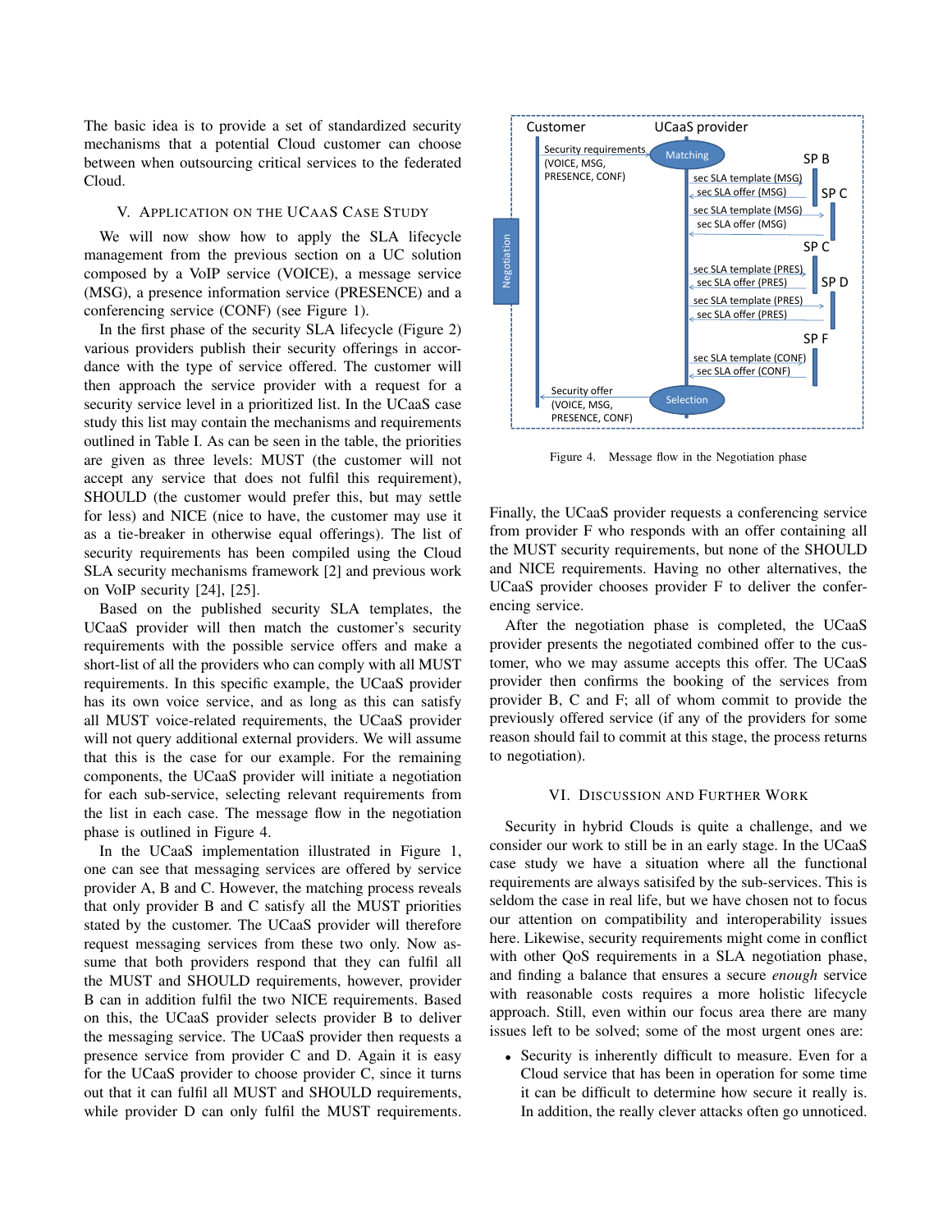The basic idea is to provide a set of standardized security mechanisms that a potential Cloud customer can choose between when outsourcing critical services to the federated Cloud.

## V. Application on the UCaaS Case Study

We will now show how to apply the SLA lifecycle management from the previous section on a UC solution composed by a VoIP service (VOICE), a message service (MSG), a presence information service (PRESENCE) and a conferencing service (CONF) (see Figure 1).

In the first phase of the security SLA lifecycle (Figure 2) various providers publish their security offerings in accordance with the type of service offered. The customer will then approach the service provider with a request for a security service level in a prioritized list. In the UCaaS case study this list may contain the mechanisms and requirements outlined in Table I. As can be seen in the table, the priorities are given as three levels: MUST (the customer will not accept any service that does not fulfil this requirement), SHOULD (the customer would prefer this, but may settle for less) and NICE (nice to have, the customer may use it as a tie-breaker in otherwise equal offerings). The list of security requirements has been compiled using the Cloud SLA security mechanisms framework [2] and previous work on VoIP security [24], [25].

Based on the published security SLA templates, the UCaaS provider will then match the customer's security requirements with the possible service offers and make a short-list of all the providers who can comply with all MUST requirements. In this specific example, the UCaaS provider has its own voice service, and as long as this can satisfy all MUST voice-related requirements, the UCaaS provider will not query additional external providers. We will assume that this is the case for our example. For the remaining components, the UCaaS provider will initiate a negotiation for each sub-service, selecting relevant requirements from the list in each case. The message flow in the negotiation phase is outlined in Figure 4.

In the UCaaS implementation illustrated in Figure 1, one can see that messaging services are offered by service provider A, B and C. However, the matching process reveals that only provider B and C satisfy all the MUST priorities stated by the customer. The UCaaS provider will therefore request messaging services from these two only. Now assume that both providers respond that they can fulfil all the MUST and SHOULD requirements, however, provider B can in addition fulfil the two NICE requirements. Based on this, the UCaaS provider selects provider B to deliver the messaging service. The UCaaS provider then requests a presence service from provider C and D. Again it is easy for the UCaaS provider to choose provider C, since it turns out that it can fulfil all MUST and SHOULD requirements, while provider D can only fulfil the MUST requirements.

Customer
UCaaS provider
Negotiation
Security requirements
(VOICE, MSG, PRESENCE, CONF)
Matching
SP B
sec SLA template (MSG)
sec SLA offer (MSG)
SP C
sec SLA template (MSG)
sec SLA offer (MSG)
SP C
sec SLA template (PRES)
sec SLA offer (PRES)
SP D
sec SLA template (PRES)
sec SLA offer (PRES)
SP F
sec SLA template (CONF)
sec SLA offer (CONF)
Security offer
(VOICE, MSG, PRESENCE, CONF)
Selection

Figure 4. Message flow in the Negotiation phase

Finally, the UCaaS provider requests a conferencing service from provider F who responds with an offer containing all the MUST security requirements, but none of the SHOULD and NICE requirements. Having no other alternatives, the UCaaS provider chooses provider F to deliver the conferencing service.

After the negotiation phase is completed, the UCaaS provider presents the negotiated combined offer to the customer, who we may assume accepts this offer. The UCaaS provider then confirms the booking of the services from provider B, C and F; all of whom commit to provide the previously offered service (if any of the providers for some reason should fail to commit at this stage, the process returns to negotiation).

## VI. Discussion and Further Work

Security in hybrid Clouds is quite a challenge, and we consider our work to still be in an early stage. In the UCaaS case study we have a situation where all the functional requirements are always satisifed by the sub-services. This is seldom the case in real life, but we have chosen not to focus our attention on compatibility and interoperability issues here. Likewise, security requirements might come in conflict with other QoS requirements in a SLA negotiation phase, and finding a balance that ensures a secure *enough* service with reasonable costs requires a more holistic lifecycle approach. Still, even within our focus area there are many issues left to be solved; some of the most urgent ones are:

- Security is inherently difficult to measure. Even for a Cloud service that has been in operation for some time it can be difficult to determine how secure it really is. In addition, the really clever attacks often go unnoticed.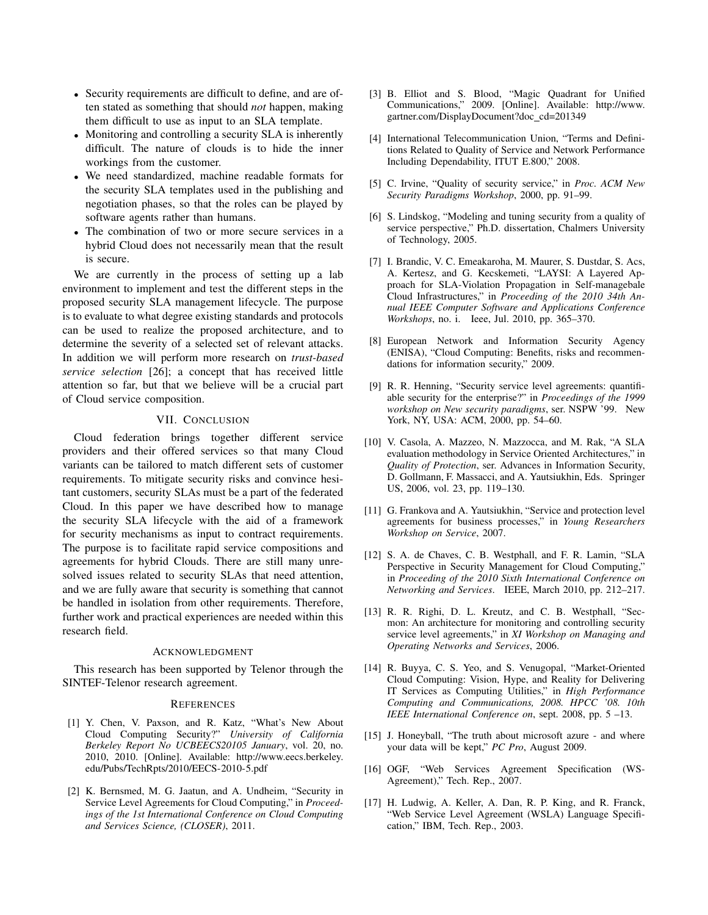- Security requirements are difficult to define, and are often stated as something that should *not* happen, making them difficult to use as input to an SLA template.
- Monitoring and controlling a security SLA is inherently difficult. The nature of clouds is to hide the inner workings from the customer.
- We need standardized, machine readable formats for the security SLA templates used in the publishing and negotiation phases, so that the roles can be played by software agents rather than humans.
- The combination of two or more secure services in a hybrid Cloud does not necessarily mean that the result is secure.

We are currently in the process of setting up a lab environment to implement and test the different steps in the proposed security SLA management lifecycle. The purpose is to evaluate to what degree existing standards and protocols can be used to realize the proposed architecture, and to determine the severity of a selected set of relevant attacks. In addition we will perform more research on *trust-based service selection* [26]; a concept that has received little attention so far, but that we believe will be a crucial part of Cloud service composition.

## VII. Conclusion

Cloud federation brings together different service providers and their offered services so that many Cloud variants can be tailored to match different sets of customer requirements. To mitigate security risks and convince hesitant customers, security SLAs must be a part of the federated Cloud. In this paper we have described how to manage the security SLA lifecycle with the aid of a framework for security mechanisms as input to contract requirements. The purpose is to facilitate rapid service compositions and agreements for hybrid Clouds. There are still many unresolved issues related to security SLAs that need attention, and we are fully aware that security is something that cannot be handled in isolation from other requirements. Therefore, further work and practical experiences are needed within this research field.

## Acknowledgment

This research has been supported by Telenor through the SINTEF-Telenor research agreement.

## References

[1] Y. Chen, V. Paxson, and R. Katz, "What's New About Cloud Computing Security?" *University of California Berkeley Report No UCBEECS20105 January*, vol. 20, no. 2010, 2010. [Online]. Available: http://www.eecs.berkeley.edu/Pubs/TechRpts/2010/EECS-2010-5.pdf

[2] K. Bernsmed, M. G. Jaatun, and A. Undheim, "Security in Service Level Agreements for Cloud Computing," in *Proceedings of the 1st International Conference on Cloud Computing and Services Science, (CLOSER)*, 2011.

[3] B. Elliot and S. Blood, "Magic Quadrant for Unified Communications," 2009. [Online]. Available: http://www.gartner.com/DisplayDocument?doc_cd=201349

[4] International Telecommunication Union, "Terms and Definitions Related to Quality of Service and Network Performance Including Dependability, ITUT E.800," 2008.

[5] C. Irvine, "Quality of security service," in *Proc. ACM New Security Paradigms Workshop*, 2000, pp. 91–99.

[6] S. Lindskog, "Modeling and tuning security from a quality of service perspective," Ph.D. dissertation, Chalmers University of Technology, 2005.

[7] I. Brandic, V. C. Emeakaroha, M. Maurer, S. Dustdar, S. Acs, A. Kertesz, and G. Kecskemeti, "LAYSI: A Layered Approach for SLA-Violation Propagation in Self-managebale Cloud Infrastructures," in *Proceeding of the 2010 34th Annual IEEE Computer Software and Applications Conference Workshops*, no. i. Ieee, Jul. 2010, pp. 365–370.

[8] European Network and Information Security Agency (ENISA), "Cloud Computing: Benefits, risks and recommendations for information security," 2009.

[9] R. R. Henning, "Security service level agreements: quantifiable security for the enterprise?" in *Proceedings of the 1999 workshop on New security paradigms*, ser. NSPW '99. New York, NY, USA: ACM, 2000, pp. 54–60.

[10] V. Casola, A. Mazzeo, N. Mazzocca, and M. Rak, "A SLA evaluation methodology in Service Oriented Architectures," in *Quality of Protection*, ser. Advances in Information Security, D. Gollmann, F. Massacci, and A. Yautsiukhin, Eds. Springer US, 2006, vol. 23, pp. 119–130.

[11] G. Frankova and A. Yautsiukhin, "Service and protection level agreements for business processes," in *Young Researchers Workshop on Service*, 2007.

[12] S. A. de Chaves, C. B. Westphall, and F. R. Lamin, "SLA Perspective in Security Management for Cloud Computing," in *Proceeding of the 2010 Sixth International Conference on Networking and Services*. IEEE, March 2010, pp. 212–217.

[13] R. R. Righi, D. L. Kreutz, and C. B. Westphall, "Sec-mon: An architecture for monitoring and controlling security service level agreements," in *XI Workshop on Managing and Operating Networks and Services*, 2006.

[14] R. Buyya, C. S. Yeo, and S. Venugopal, "Market-Oriented Cloud Computing: Vision, Hype, and Reality for Delivering IT Services as Computing Utilities," in *High Performance Computing and Communications, 2008. HPCC '08. 10th IEEE International Conference on*, sept. 2008, pp. 5 –13.

[15] J. Honeyball, "The truth about microsoft azure - and where your data will be kept," *PC Pro*, August 2009.

[16] OGF, "Web Services Agreement Specification (WS-Agreement)," Tech. Rep., 2007.

[17] H. Ludwig, A. Keller, A. Dan, R. P. King, and R. Franck, "Web Service Level Agreement (WSLA) Language Specification," IBM, Tech. Rep., 2003.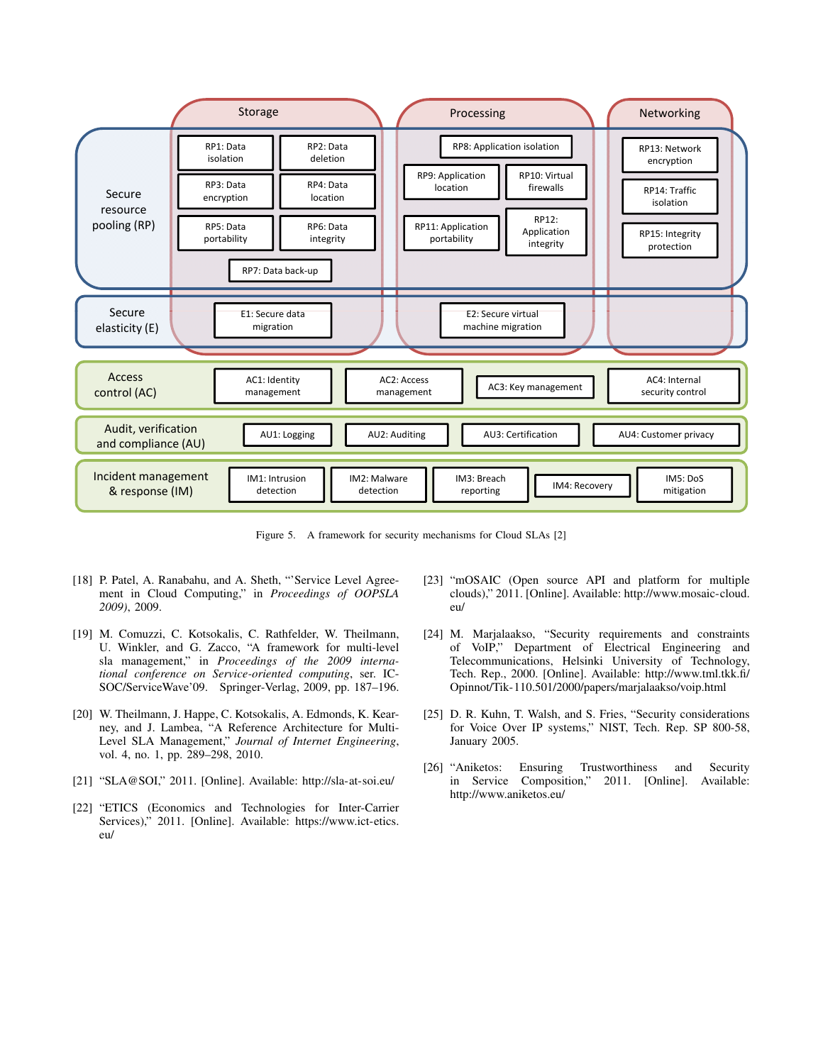Storage

Processing

Networking

Secure resource pooling (RP)

RP1: Data isolation

RP2: Data deletion

RP3: Data encryption

RP4: Data location

RP5: Data portability

RP6: Data integrity

RP7: Data back-up

RP8: Application isolation

RP9: Application location

RP10: Virtual firewalls

RP11: Application portability

RP12: Application integrity

RP13: Network encryption

RP14: Traffic isolation

RP15: Integrity protection

Secure elasticity (E)

E1: Secure data migration

E2: Secure virtual machine migration

Access control (AC)

AC1: Identity management

AC2: Access management

AC3: Key management

AC4: Internal security control

Audit, verification and compliance (AU)

AU1: Logging

AU2: Auditing

AU3: Certification

AU4: Customer privacy

Incident management & response (IM)

IM1: Intrusion detection

IM2: Malware detection

IM3: Breach reporting

IM4: Recovery

IM5: DoS mitigation

Figure 5. A framework for security mechanisms for Cloud SLAs [2]

[18] P. Patel, A. Ranabahu, and A. Sheth, "'Service Level Agreement in Cloud Computing," in *Proceedings of OOPSLA 2009)*, 2009.

[19] M. Comuzzi, C. Kotsokalis, C. Rathfelder, W. Theilmann, U. Winkler, and G. Zacco, "A framework for multi-level sla management," in *Proceedings of the 2009 international conference on Service-oriented computing*, ser. ICSOC/ServiceWave'09. Springer-Verlag, 2009, pp. 187–196.

[20] W. Theilmann, J. Happe, C. Kotsokalis, A. Edmonds, K. Kearney, and J. Lambea, "A Reference Architecture for Multi-Level SLA Management," *Journal of Internet Engineering*, vol. 4, no. 1, pp. 289–298, 2010.

[21] "SLA@SOI," 2011. [Online]. Available: http://sla-at-soi.eu/

[22] "ETICS (Economics and Technologies for Inter-Carrier Services)," 2011. [Online]. Available: https://www.ict-etics.eu/

[23] "mOSAIC (Open source API and platform for multiple clouds)," 2011. [Online]. Available: http://www.mosaic-cloud.eu/

[24] M. Marjalaakso, "Security requirements and constraints of VoIP," Department of Electrical Engineering and Telecommunications, Helsinki University of Technology, Tech. Rep., 2000. [Online]. Available: http://www.tml.tkk.fi/Opinnot/Tik-110.501/2000/papers/marjalaakso/voip.html

[25] D. R. Kuhn, T. Walsh, and S. Fries, "Security considerations for Voice Over IP systems," NIST, Tech. Rep. SP 800-58, January 2005.

[26] "Aniketos: Ensuring Trustworthiness and Security in Service Composition," 2011. [Online]. Available: http://www.aniketos.eu/